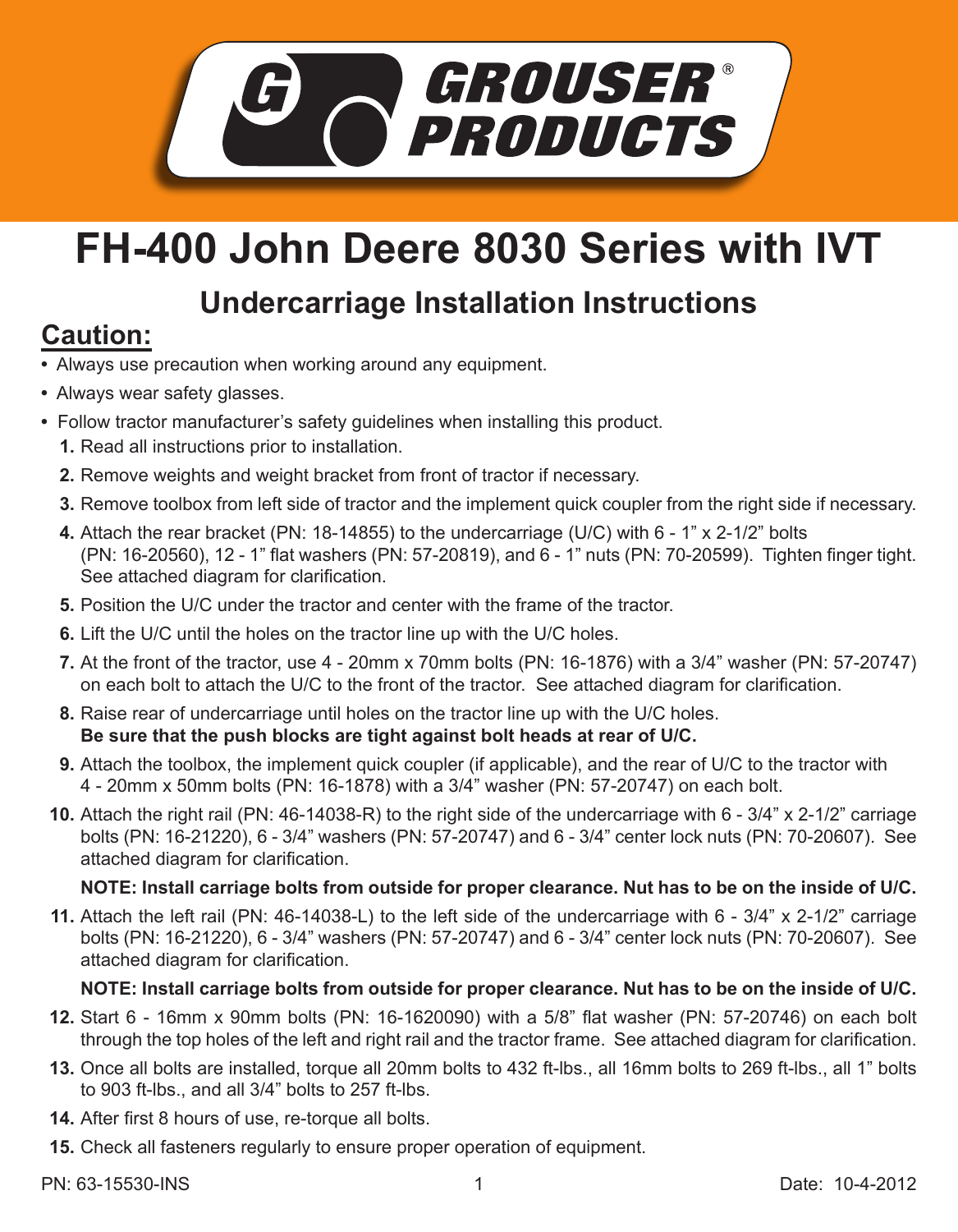# GROUSER® PRODUCTS

# FH-400 John Deere 8030 Series with IVT

## Undercarriage Installation Instructions

## Caution:

- Always use precaution when working around any equipment.
- Always wear safety glasses.
- Follow tractor manufacturer's safety guidelines when installing this product.

1. Read all instructions prior to installation.
2. Remove weights and weight bracket from front of tractor if necessary.
3. Remove toolbox from left side of tractor and the implement quick coupler from the right side if necessary.
4. Attach the rear bracket (PN: 18-14855) to the undercarriage (U/C) with 6 - 1" x 2-1/2" bolts (PN: 16-20560), 12 - 1" flat washers (PN: 57-20819), and 6 - 1" nuts (PN: 70-20599). Tighten finger tight. See attached diagram for clarification.
5. Position the U/C under the tractor and center with the frame of the tractor.
6. Lift the U/C until the holes on the tractor line up with the U/C holes.
7. At the front of the tractor, use 4 - 20mm x 70mm bolts (PN: 16-1876) with a 3/4" washer (PN: 57-20747) on each bolt to attach the U/C to the front of the tractor. See attached diagram for clarification.
8. Raise rear of undercarriage until holes on the tractor line up with the U/C holes. **Be sure that the push blocks are tight against bolt heads at rear of U/C.**
9. Attach the toolbox, the implement quick coupler (if applicable), and the rear of U/C to the tractor with 4 - 20mm x 50mm bolts (PN: 16-1878) with a 3/4" washer (PN: 57-20747) on each bolt.
10. Attach the right rail (PN: 46-14038-R) to the right side of the undercarriage with 6 - 3/4" x 2-1/2" carriage bolts (PN: 16-21220), 6 - 3/4" washers (PN: 57-20747) and 6 - 3/4" center lock nuts (PN: 70-20607). See attached diagram for clarification.

    **NOTE: Install carriage bolts from outside for proper clearance. Nut has to be on the inside of U/C.**

11. Attach the left rail (PN: 46-14038-L) to the left side of the undercarriage with 6 - 3/4" x 2-1/2" carriage bolts (PN: 16-21220), 6 - 3/4" washers (PN: 57-20747) and 6 - 3/4" center lock nuts (PN: 70-20607). See attached diagram for clarification.

    **NOTE: Install carriage bolts from outside for proper clearance. Nut has to be on the inside of U/C.**

12. Start 6 - 16mm x 90mm bolts (PN: 16-1620090) with a 5/8" flat washer (PN: 57-20746) on each bolt through the top holes of the left and right rail and the tractor frame. See attached diagram for clarification.
13. Once all bolts are installed, torque all 20mm bolts to 432 ft-lbs., all 16mm bolts to 269 ft-lbs., all 1" bolts to 903 ft-lbs., and all 3/4" bolts to 257 ft-lbs.
14. After first 8 hours of use, re-torque all bolts.
15. Check all fasteners regularly to ensure proper operation of equipment.

PN: 63-15530-INS

Date: 10-4-2012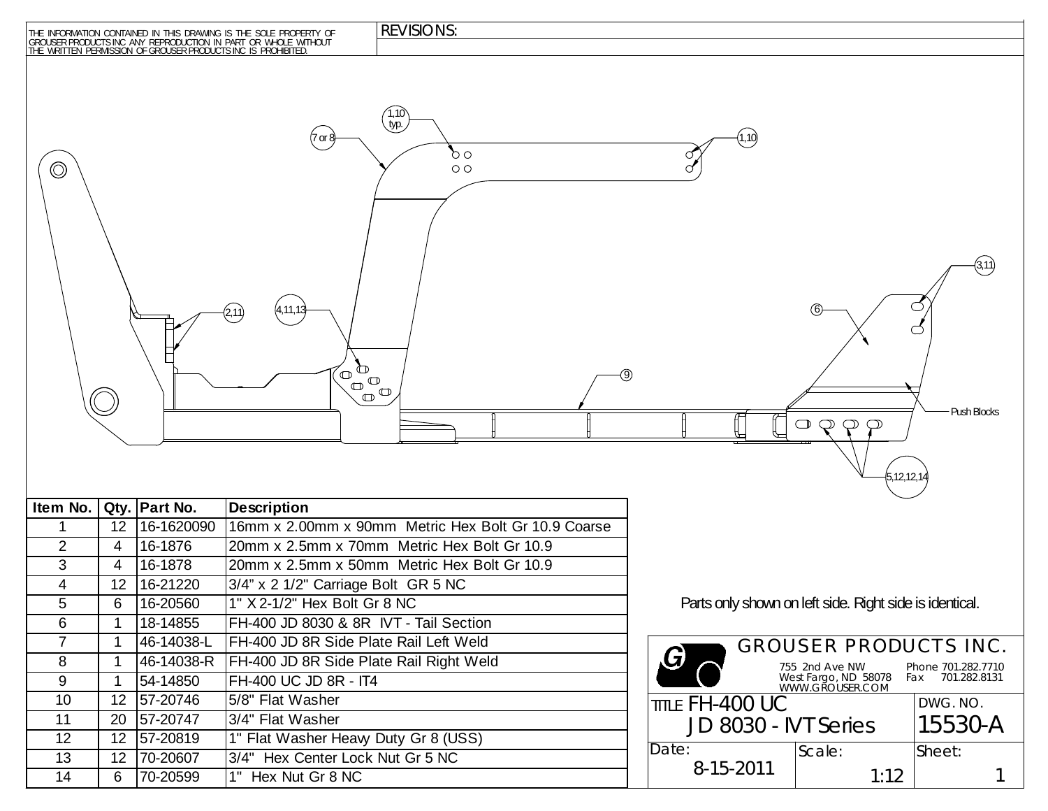THE INFORMATION CONTAINED IN THIS DRAWING IS THE SOLE PROPERTY OF GROUSER PRODUCTS INC ANY REPRODUCTION IN PART OR WHOLE WITHOUT THE WRITTEN PERMISSION OF GROUSER PRODUCTS INC IS PROHIBITED.

REVISIONS:

1,10 typ.

7 or 8

1,10

3,11

6

2,11

4,11,13

9

Push Blocks

5,12,12,14

| Item No. | Qty. | Part No. | Description |
|---|---|---|---|
| 1 | 12 | 16-1620090 | 16mm x 2.00mm x 90mm Metric Hex Bolt Gr 10.9 Coarse |
| 2 | 4 | 16-1876 | 20mm x 2.5mm x 70mm Metric Hex Bolt Gr 10.9 |
| 3 | 4 | 16-1878 | 20mm x 2.5mm x 50mm Metric Hex Bolt Gr 10.9 |
| 4 | 12 | 16-21220 | 3/4" x 2 1/2" Carriage Bolt GR 5 NC |
| 5 | 6 | 16-20560 | 1" X 2-1/2" Hex Bolt Gr 8 NC |
| 6 | 1 | 18-14855 | FH-400 JD 8030 & 8R IVT - Tail Section |
| 7 | 1 | 46-14038-L | FH-400 JD 8R Side Plate Rail Left Weld |
| 8 | 1 | 46-14038-R | FH-400 JD 8R Side Plate Rail Right Weld |
| 9 | 1 | 54-14850 | FH-400 UC JD 8R - IT4 |
| 10 | 12 | 57-20746 | 5/8" Flat Washer |
| 11 | 20 | 57-20747 | 3/4" Flat Washer |
| 12 | 12 | 57-20819 | 1" Flat Washer Heavy Duty Gr 8 (USS) |
| 13 | 12 | 70-20607 | 3/4" Hex Center Lock Nut Gr 5 NC |
| 14 | 6 | 70-20599 | 1" Hex Nut Gr 8 NC |

Parts only shown on left side. Right side is identical.

GROUSER PRODUCTS INC.

755 2nd Ave NW
West Fargo, ND 58078
WWW.GROUSER.COM

Phone 701.282.7710
Fax 701.282.8131

TITLE FH-400 UC
JD 8030 - IVT Series

DWG. NO. 15530-A

Date: 8-15-2011

Scale: 1:12

Sheet: 1